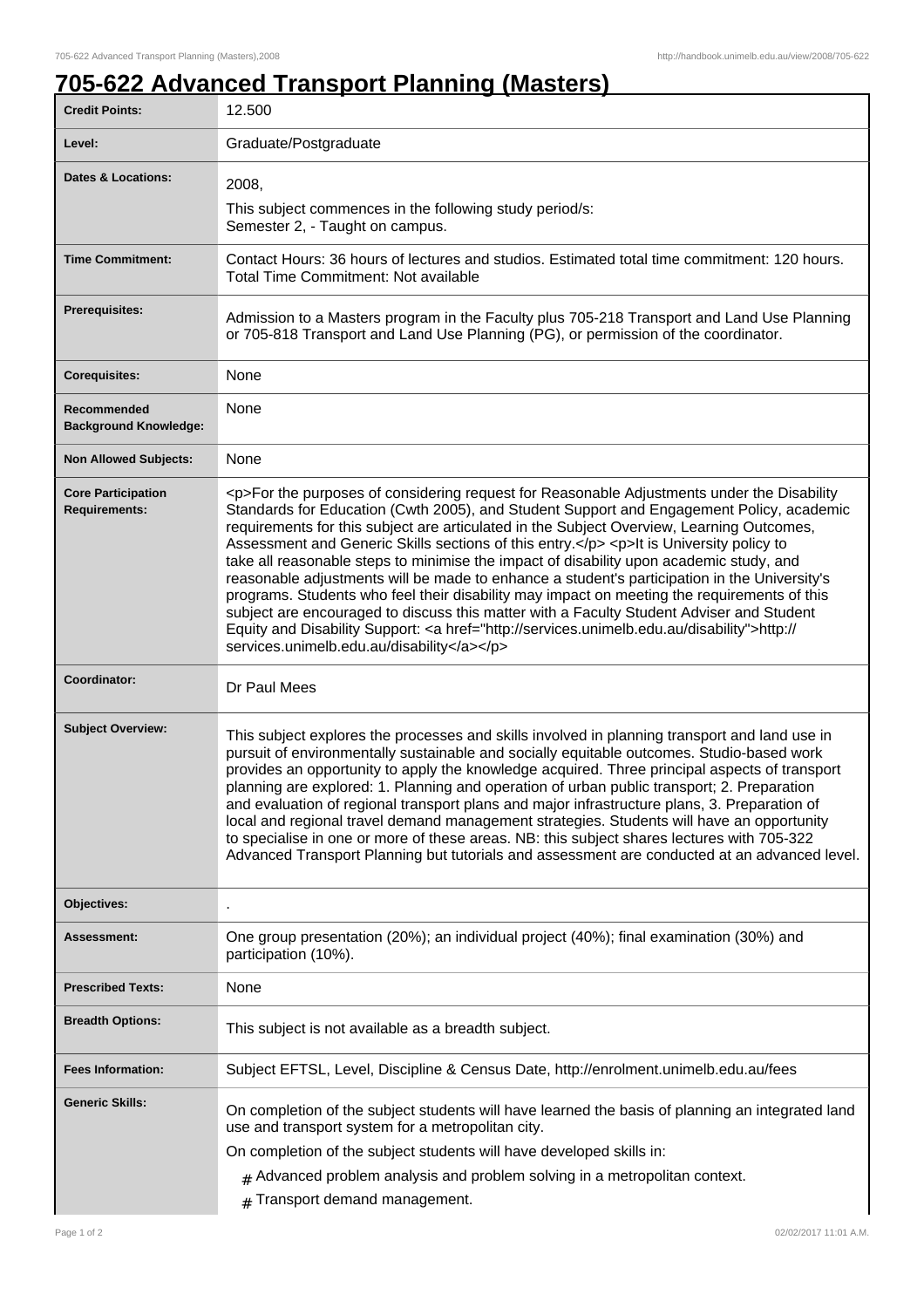# 705-622 Advanced Transport Planning (Masters)

| | |
|---|---|
| **Credit Points:** | 12.500 |
| **Level:** | Graduate/Postgraduate |
| **Dates & Locations:** | 2008,<br>This subject commences in the following study period/s:<br>Semester 2, - Taught on campus. |
| **Time Commitment:** | Contact Hours: 36 hours of lectures and studios. Estimated total time commitment: 120 hours.<br>Total Time Commitment: Not available |
| **Prerequisites:** | Admission to a Masters program in the Faculty plus 705-218 Transport and Land Use Planning or 705-818 Transport and Land Use Planning (PG), or permission of the coordinator. |
| **Corequisites:** | None |
| **Recommended Background Knowledge:** | None |
| **Non Allowed Subjects:** | None |
| **Core Participation Requirements:** | <p>For the purposes of considering request for Reasonable Adjustments under the Disability Standards for Education (Cwth 2005), and Student Support and Engagement Policy, academic requirements for this subject are articulated in the Subject Overview, Learning Outcomes, Assessment and Generic Skills sections of this entry.</p> <p>It is University policy to take all reasonable steps to minimise the impact of disability upon academic study, and reasonable adjustments will be made to enhance a student's participation in the University's programs. Students who feel their disability may impact on meeting the requirements of this subject are encouraged to discuss this matter with a Faculty Student Adviser and Student Equity and Disability Support: <a href="http://services.unimelb.edu.au/disability">http://services.unimelb.edu.au/disability</a></p> |
| **Coordinator:** | Dr Paul Mees |
| **Subject Overview:** | This subject explores the processes and skills involved in planning transport and land use in pursuit of environmentally sustainable and socially equitable outcomes. Studio-based work provides an opportunity to apply the knowledge acquired. Three principal aspects of transport planning are explored: 1. Planning and operation of urban public transport; 2. Preparation and evaluation of regional transport plans and major infrastructure plans, 3. Preparation of local and regional travel demand management strategies. Students will have an opportunity to specialise in one or more of these areas. NB: this subject shares lectures with 705-322 Advanced Transport Planning but tutorials and assessment are conducted at an advanced level. |
| **Objectives:** | . |
| **Assessment:** | One group presentation (20%); an individual project (40%); final examination (30%) and participation (10%). |
| **Prescribed Texts:** | None |
| **Breadth Options:** | This subject is not available as a breadth subject. |
| **Fees Information:** | Subject EFTSL, Level, Discipline & Census Date, http://enrolment.unimelb.edu.au/fees |
| **Generic Skills:** | On completion of the subject students will have learned the basis of planning an integrated land use and transport system for a metropolitan city.<br>On completion of the subject students will have developed skills in:<br># Advanced problem analysis and problem solving in a metropolitan context.<br># Transport demand management. |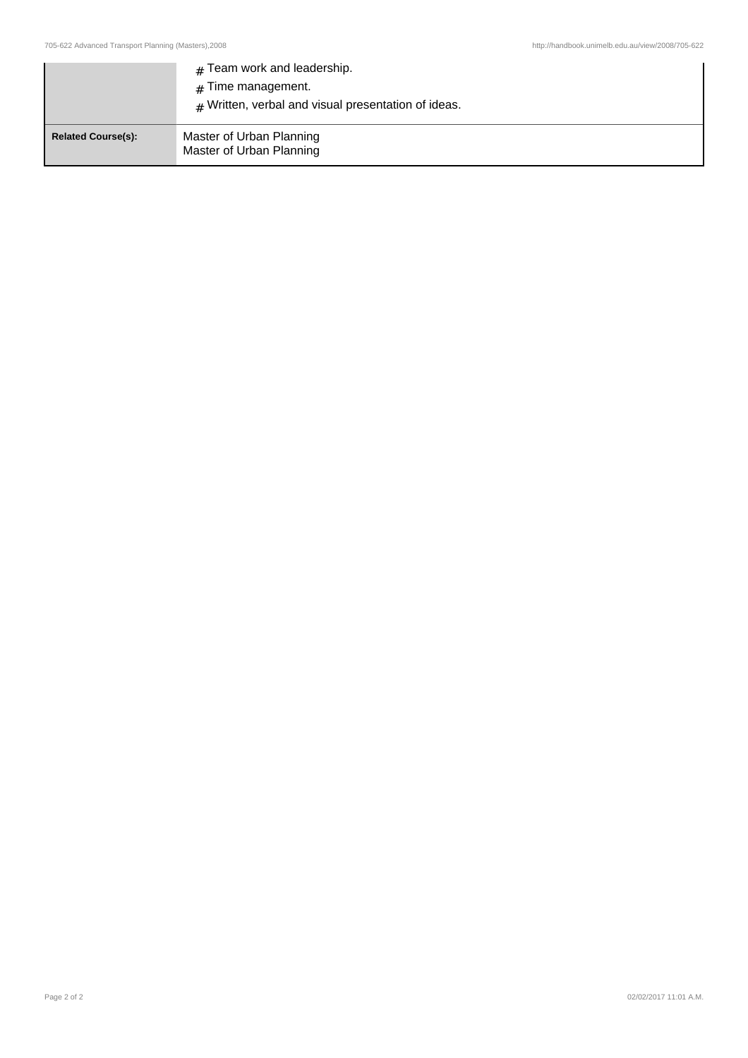| | |
|---|---|
| | # Team work and leadership.<br># Time management.<br># Written, verbal and visual presentation of ideas. |
| **Related Course(s):** | Master of Urban Planning<br>Master of Urban Planning |